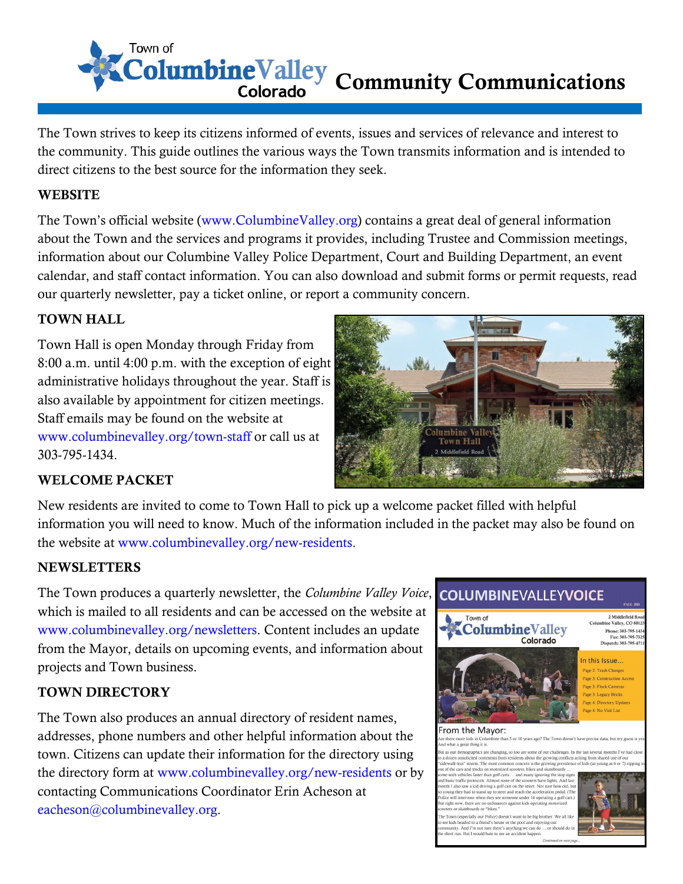# Town of Columbine Valley Colorado — Community Communications

The Town strives to keep its citizens informed of events, issues and services of relevance and interest to the community. This guide outlines the various ways the Town transmits information and is intended to direct citizens to the best source for the information they seek.

## WEBSITE

The Town's official website (www.ColumbineValley.org) contains a great deal of general information about the Town and the services and programs it provides, including Trustee and Commission meetings, information about our Columbine Valley Police Department, Court and Building Department, an event calendar, and staff contact information. You can also download and submit forms or permit requests, read our quarterly newsletter, pay a ticket online, or report a community concern.

## TOWN HALL

Town Hall is open Monday through Friday from 8:00 a.m. until 4:00 p.m. with the exception of eight administrative holidays throughout the year. Staff is also available by appointment for citizen meetings. Staff emails may be found on the website at www.columbinevalley.org/town-staff or call us at 303-795-1434.

## WELCOME PACKET

New residents are invited to come to Town Hall to pick up a welcome packet filled with helpful information you will need to know. Much of the information included in the packet may also be found on the website at www.columbinevalley.org/new-residents.

## NEWSLETTERS

The Town produces a quarterly newsletter, the *Columbine Valley Voice*, which is mailed to all residents and can be accessed on the website at www.columbinevalley.org/newsletters. Content includes an update from the Mayor, details on upcoming events, and information about projects and Town business.

## TOWN DIRECTORY

The Town also produces an annual directory of resident names, addresses, phone numbers and other helpful information about the town. Citizens can update their information for the directory using the directory form at www.columbinevalley.org/new-residents or by contacting Communications Coordinator Erin Acheson at eacheson@columbinevalley.org.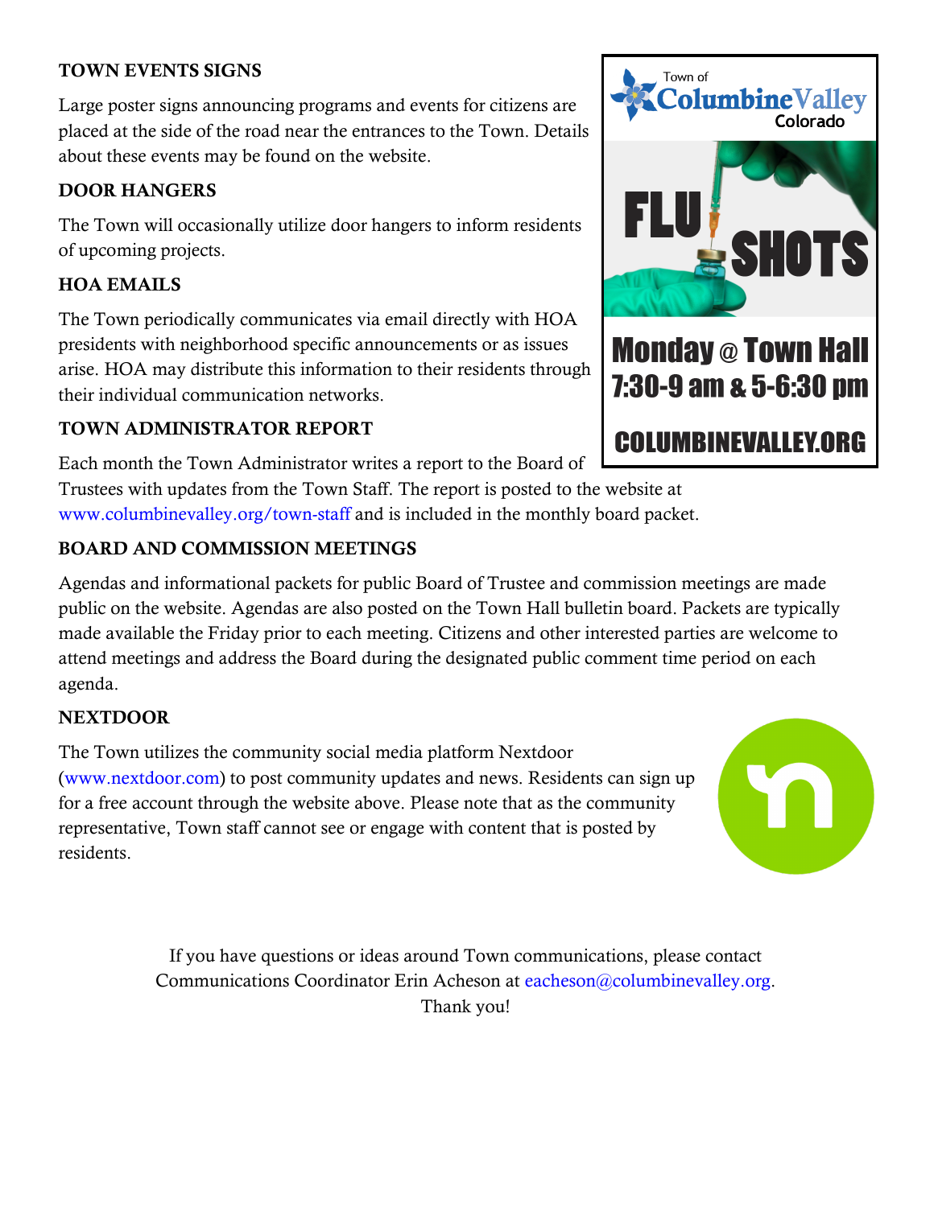**TOWN EVENTS SIGNS**

Large poster signs announcing programs and events for citizens are placed at the side of the road near the entrances to the Town. Details about these events may be found on the website.

**DOOR HANGERS**

The Town will occasionally utilize door hangers to inform residents of upcoming projects.

**HOA EMAILS**

The Town periodically communicates via email directly with HOA presidents with neighborhood specific announcements or as issues arise. HOA may distribute this information to their residents through their individual communication networks.

**TOWN ADMINISTRATOR REPORT**

Each month the Town Administrator writes a report to the Board of Trustees with updates from the Town Staff. The report is posted to the website at www.columbinevalley.org/town-staff and is included in the monthly board packet.

Town of Columbine Valley Colorado

FLU SHOTS

Monday @ Town Hall
7:30-9 am & 5-6:30 pm

COLUMBINEVALLEY.ORG

**BOARD AND COMMISSION MEETINGS**

Agendas and informational packets for public Board of Trustee and commission meetings are made public on the website. Agendas are also posted on the Town Hall bulletin board. Packets are typically made available the Friday prior to each meeting. Citizens and other interested parties are welcome to attend meetings and address the Board during the designated public comment time period on each agenda.

**NEXTDOOR**

The Town utilizes the community social media platform Nextdoor (www.nextdoor.com) to post community updates and news. Residents can sign up for a free account through the website above. Please note that as the community representative, Town staff cannot see or engage with content that is posted by residents.

If you have questions or ideas around Town communications, please contact Communications Coordinator Erin Acheson at eacheson@columbinevalley.org.
Thank you!